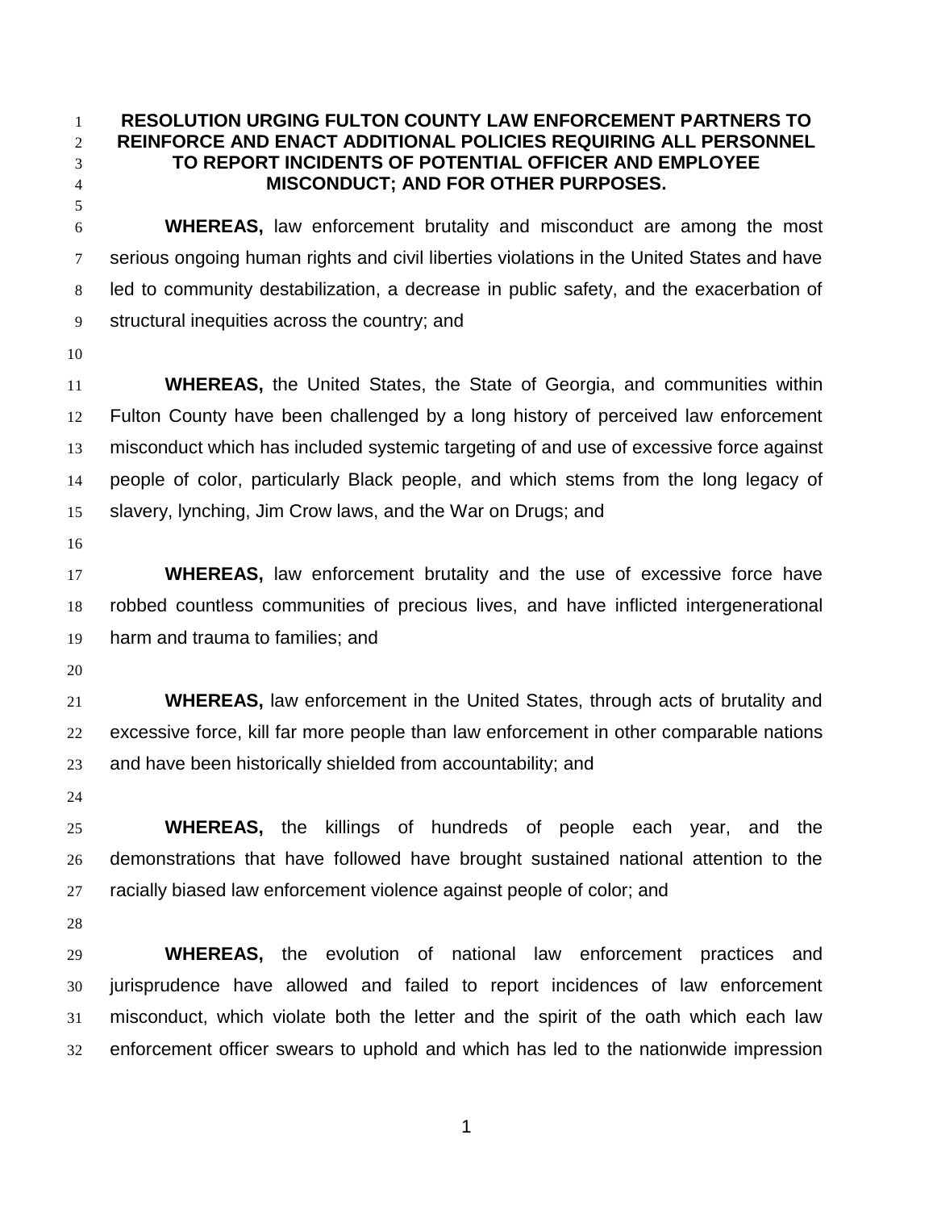# RESOLUTION URGING FULTON COUNTY LAW ENFORCEMENT PARTNERS TO REINFORCE AND ENACT ADDITIONAL POLICIES REQUIRING ALL PERSONNEL TO REPORT INCIDENTS OF POTENTIAL OFFICER AND EMPLOYEE MISCONDUCT; AND FOR OTHER PURPOSES.

**WHEREAS,** law enforcement brutality and misconduct are among the most serious ongoing human rights and civil liberties violations in the United States and have led to community destabilization, a decrease in public safety, and the exacerbation of structural inequities across the country; and

**WHEREAS,** the United States, the State of Georgia, and communities within Fulton County have been challenged by a long history of perceived law enforcement misconduct which has included systemic targeting of and use of excessive force against people of color, particularly Black people, and which stems from the long legacy of slavery, lynching, Jim Crow laws, and the War on Drugs; and

**WHEREAS,** law enforcement brutality and the use of excessive force have robbed countless communities of precious lives, and have inflicted intergenerational harm and trauma to families; and

**WHEREAS,** law enforcement in the United States, through acts of brutality and excessive force, kill far more people than law enforcement in other comparable nations and have been historically shielded from accountability; and

**WHEREAS,** the killings of hundreds of people each year, and the demonstrations that have followed have brought sustained national attention to the racially biased law enforcement violence against people of color; and

**WHEREAS,** the evolution of national law enforcement practices and jurisprudence have allowed and failed to report incidences of law enforcement misconduct, which violate both the letter and the spirit of the oath which each law enforcement officer swears to uphold and which has led to the nationwide impression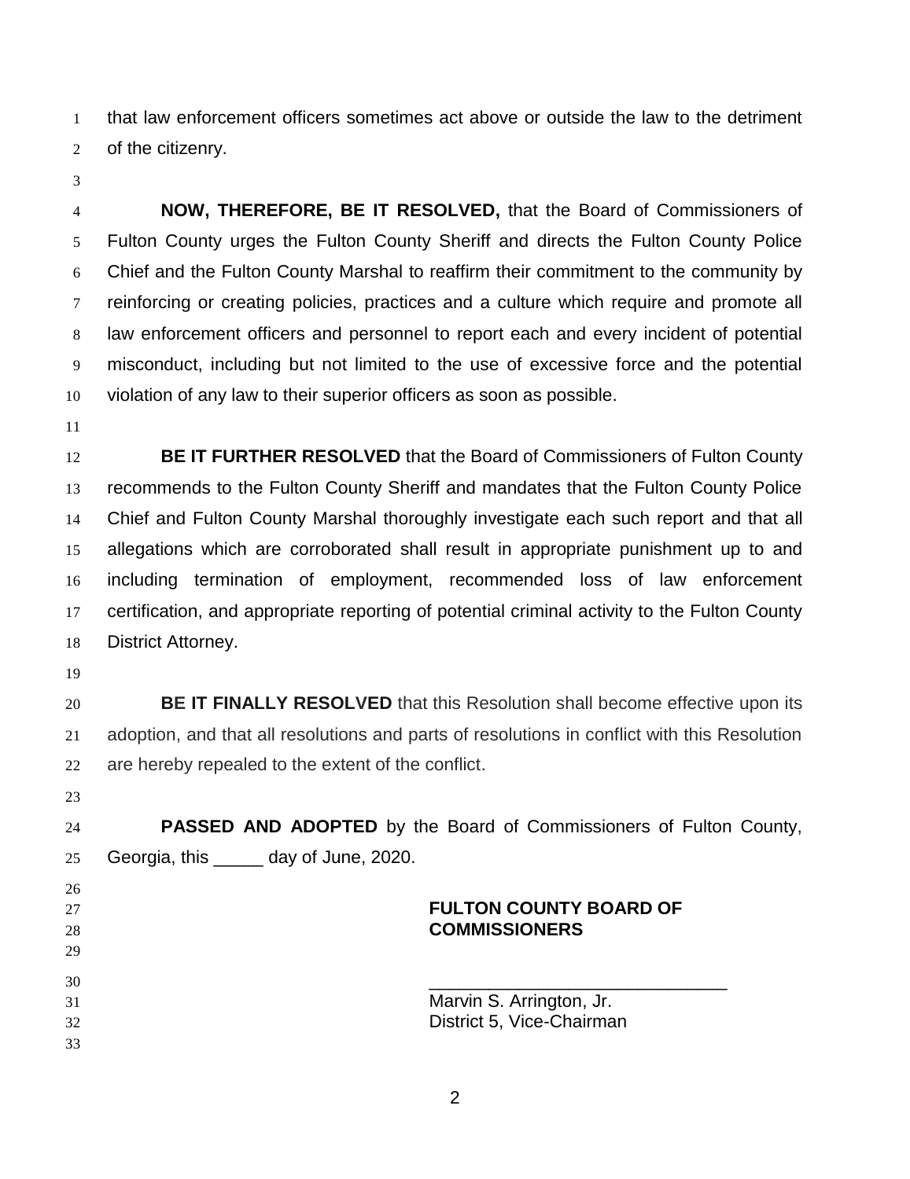that law enforcement officers sometimes act above or outside the law to the detriment of the citizenry.

**NOW, THEREFORE, BE IT RESOLVED,** that the Board of Commissioners of Fulton County urges the Fulton County Sheriff and directs the Fulton County Police Chief and the Fulton County Marshal to reaffirm their commitment to the community by reinforcing or creating policies, practices and a culture which require and promote all law enforcement officers and personnel to report each and every incident of potential misconduct, including but not limited to the use of excessive force and the potential violation of any law to their superior officers as soon as possible.

**BE IT FURTHER RESOLVED** that the Board of Commissioners of Fulton County recommends to the Fulton County Sheriff and mandates that the Fulton County Police Chief and Fulton County Marshal thoroughly investigate each such report and that all allegations which are corroborated shall result in appropriate punishment up to and including termination of employment, recommended loss of law enforcement certification, and appropriate reporting of potential criminal activity to the Fulton County District Attorney.

**BE IT FINALLY RESOLVED** that this Resolution shall become effective upon its adoption, and that all resolutions and parts of resolutions in conflict with this Resolution are hereby repealed to the extent of the conflict.

**PASSED AND ADOPTED** by the Board of Commissioners of Fulton County, Georgia, this _____ day of June, 2020.

**FULTON COUNTY BOARD OF COMMISSIONERS**

______________________________

Marvin S. Arrington, Jr.
District 5, Vice-Chairman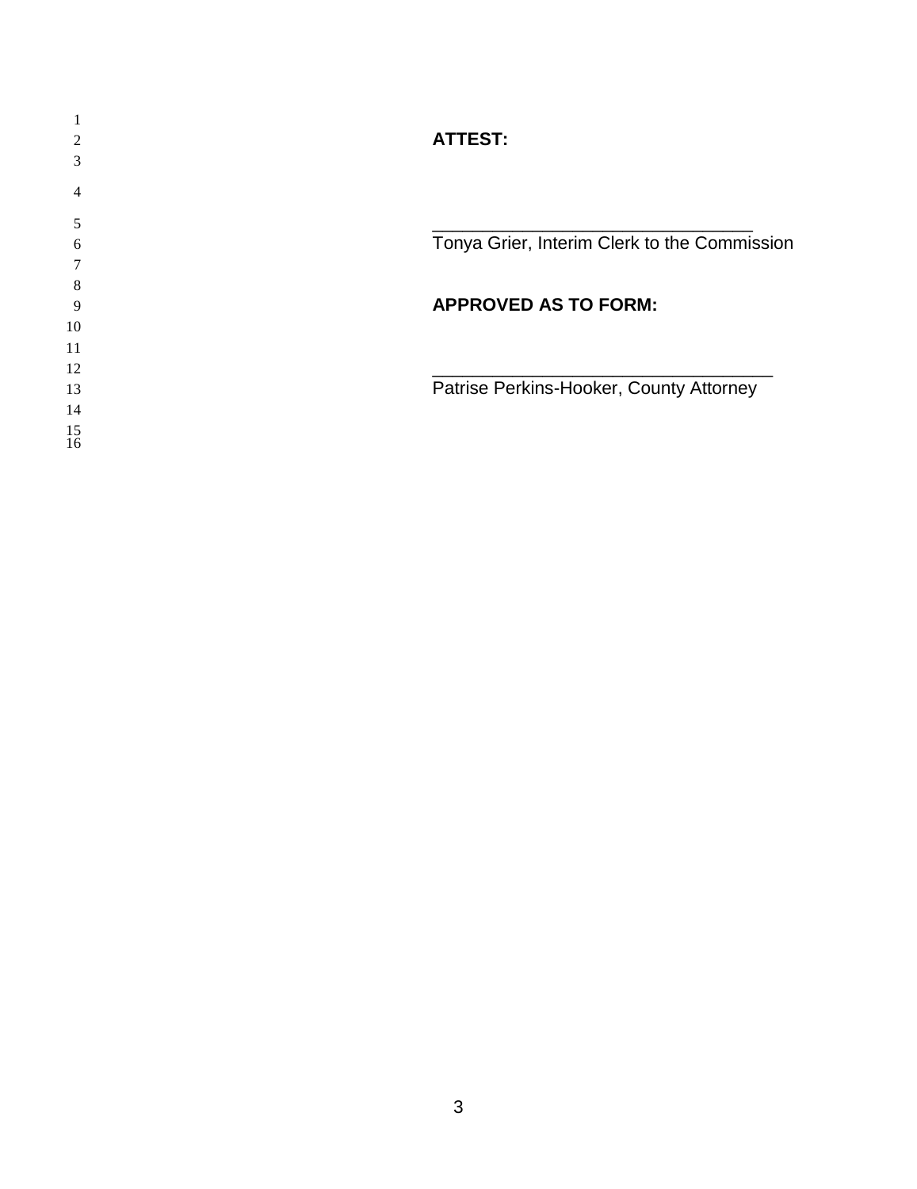**ATTEST:**

\_\_\_\_\_\_\_\_\_\_\_\_\_\_\_\_\_\_\_\_\_\_\_\_\_\_\_\_\_\_\_\_

Tonya Grier, Interim Clerk to the Commission

**APPROVED AS TO FORM:**

\_\_\_\_\_\_\_\_\_\_\_\_\_\_\_\_\_\_\_\_\_\_\_\_\_\_\_\_\_\_\_\_\_\_

Patrise Perkins-Hooker, County Attorney